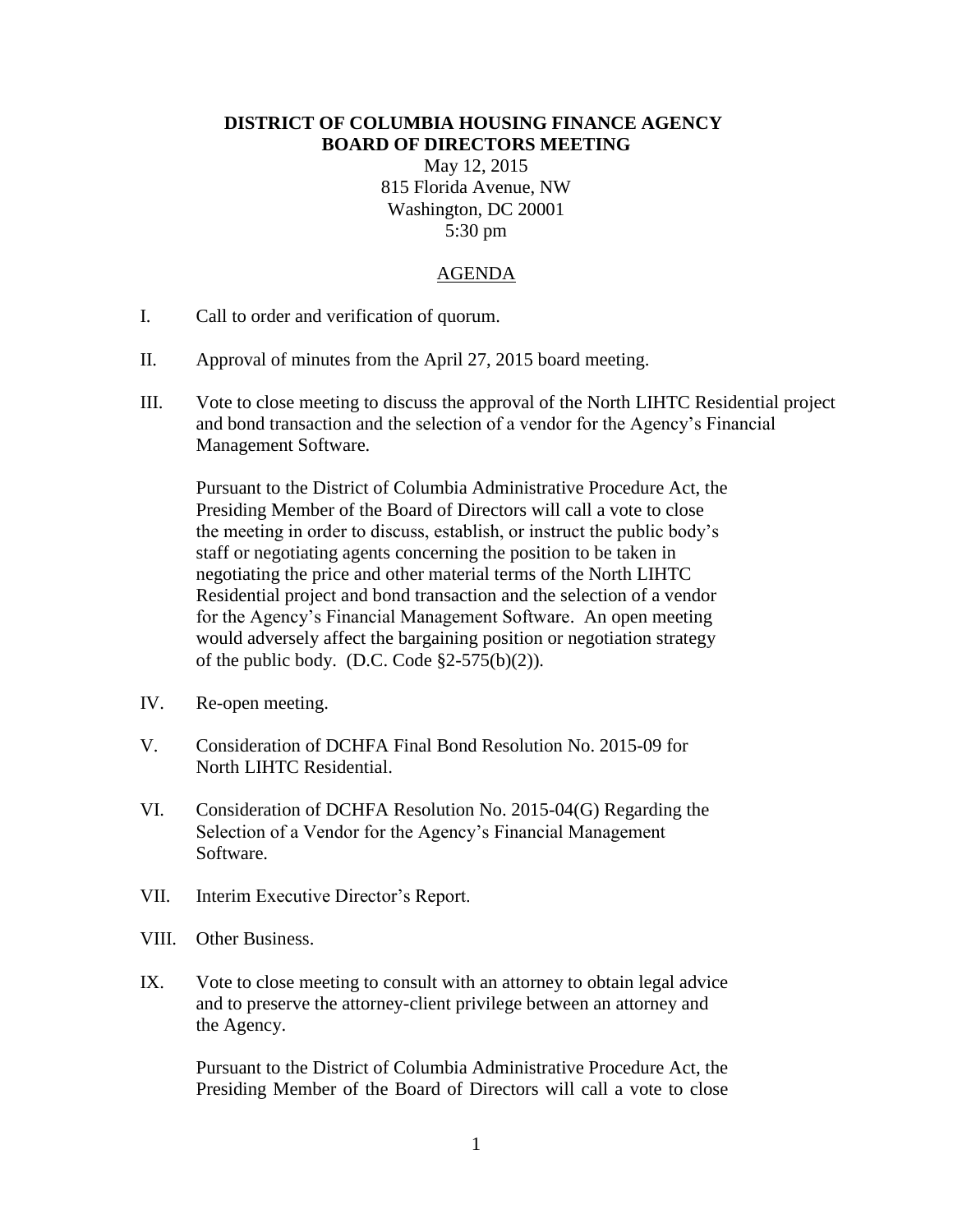# DISTRICT OF COLUMBIA HOUSING FINANCE AGENCY
# BOARD OF DIRECTORS MEETING

May 12, 2015
815 Florida Avenue, NW
Washington, DC 20001
5:30 pm

## AGENDA

I. Call to order and verification of quorum.

II. Approval of minutes from the April 27, 2015 board meeting.

III. Vote to close meeting to discuss the approval of the North LIHTC Residential project and bond transaction and the selection of a vendor for the Agency's Financial Management Software.

   Pursuant to the District of Columbia Administrative Procedure Act, the Presiding Member of the Board of Directors will call a vote to close the meeting in order to discuss, establish, or instruct the public body's staff or negotiating agents concerning the position to be taken in negotiating the price and other material terms of the North LIHTC Residential project and bond transaction and the selection of a vendor for the Agency's Financial Management Software. An open meeting would adversely affect the bargaining position or negotiation strategy of the public body. (D.C. Code §2-575(b)(2)).

IV. Re-open meeting.

V. Consideration of DCHFA Final Bond Resolution No. 2015-09 for North LIHTC Residential.

VI. Consideration of DCHFA Resolution No. 2015-04(G) Regarding the Selection of a Vendor for the Agency's Financial Management Software.

VII. Interim Executive Director's Report.

VIII. Other Business.

IX. Vote to close meeting to consult with an attorney to obtain legal advice and to preserve the attorney-client privilege between an attorney and the Agency.

   Pursuant to the District of Columbia Administrative Procedure Act, the Presiding Member of the Board of Directors will call a vote to close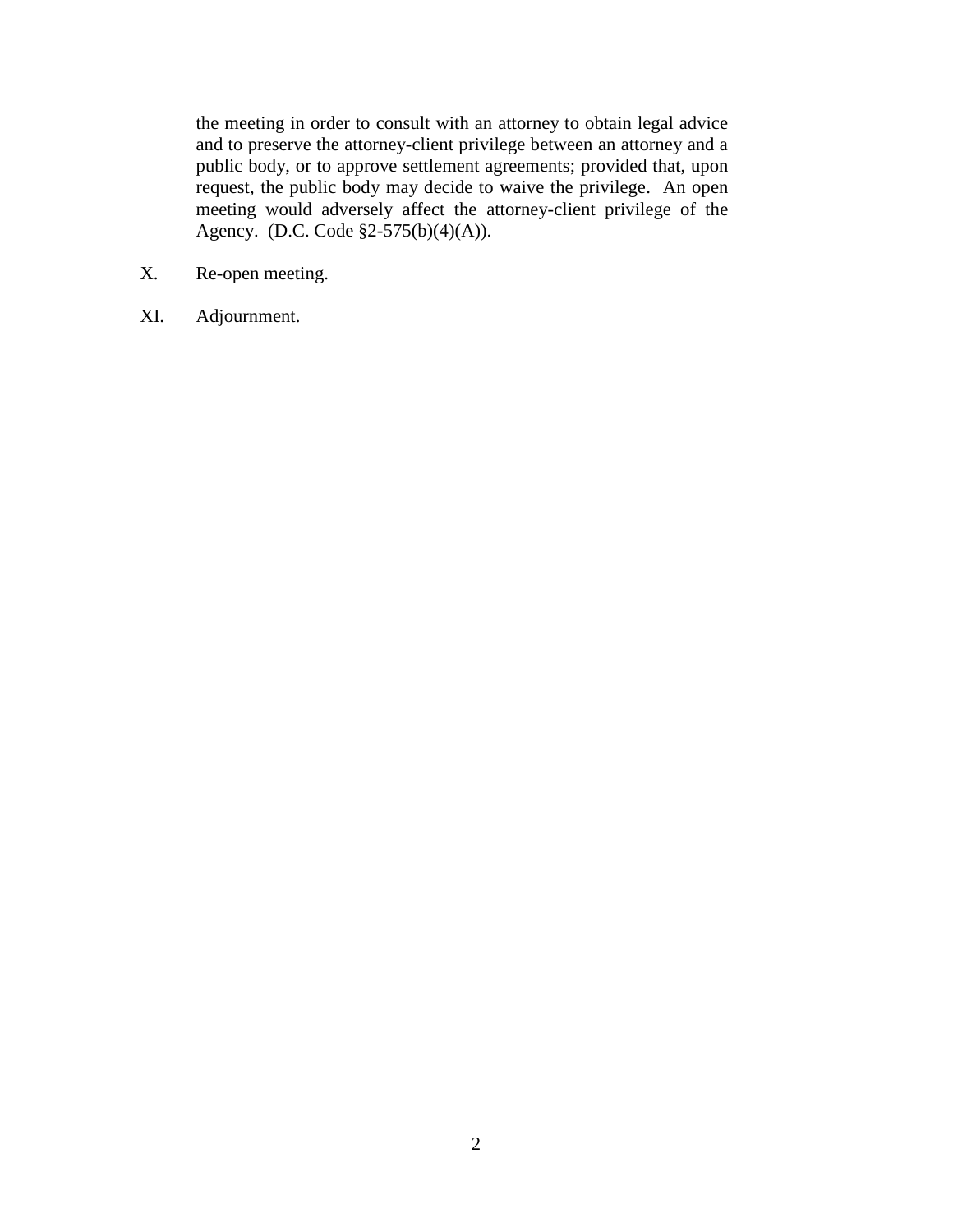the meeting in order to consult with an attorney to obtain legal advice and to preserve the attorney-client privilege between an attorney and a public body, or to approve settlement agreements; provided that, upon request, the public body may decide to waive the privilege. An open meeting would adversely affect the attorney-client privilege of the Agency. (D.C. Code §2-575(b)(4)(A)).

X. Re-open meeting.

XI. Adjournment.